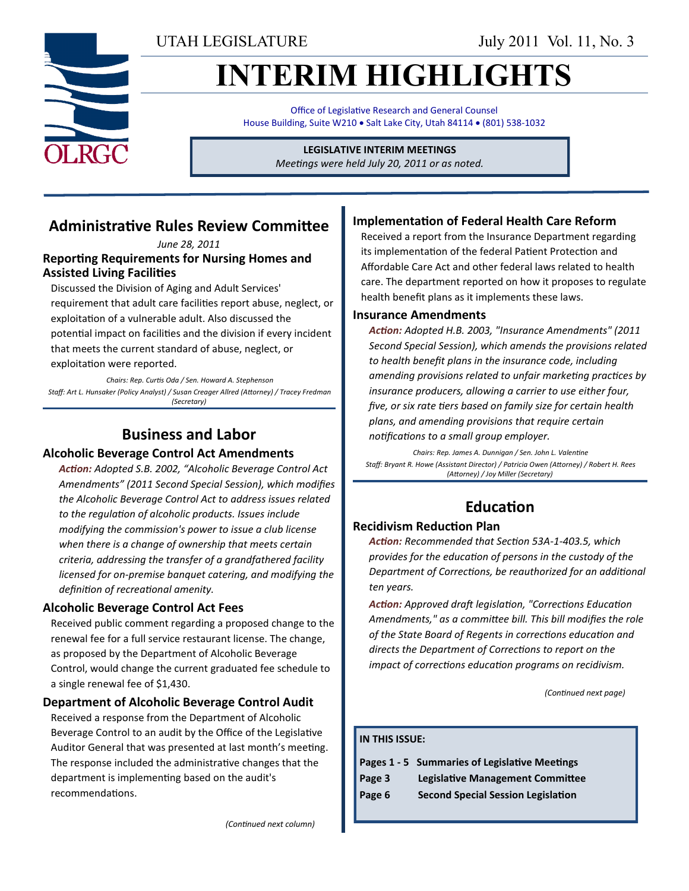UTAH LEGISLATURE

July 2011 Vol. 11, No. 3

# INTERIM HIGHLIGHTS

Office of Legislative Research and General Counsel
House Building, Suite W210 • Salt Lake City, Utah 84114 • (801) 538-1032

**LEGISLATIVE INTERIM MEETINGS**
*Meetings were held July 20, 2011 or as noted.*

## Administrative Rules Review Committee

*June 28, 2011*

### Reporting Requirements for Nursing Homes and Assisted Living Facilities

Discussed the Division of Aging and Adult Services' requirement that adult care facilities report abuse, neglect, or exploitation of a vulnerable adult. Also discussed the potential impact on facilities and the division if every incident that meets the current standard of abuse, neglect, or exploitation were reported.

*Chairs: Rep. Curtis Oda / Sen. Howard A. Stephenson*
*Staff: Art L. Hunsaker (Policy Analyst) / Susan Creager Allred (Attorney) / Tracey Fredman (Secretary)*

## Business and Labor

### Alcoholic Beverage Control Act Amendments

***Action:*** *Adopted S.B. 2002, "Alcoholic Beverage Control Act Amendments" (2011 Second Special Session), which modifies the Alcoholic Beverage Control Act to address issues related to the regulation of alcoholic products. Issues include modifying the commission's power to issue a club license when there is a change of ownership that meets certain criteria, addressing the transfer of a grandfathered facility licensed for on-premise banquet catering, and modifying the definition of recreational amenity.*

### Alcoholic Beverage Control Act Fees

Received public comment regarding a proposed change to the renewal fee for a full service restaurant license. The change, as proposed by the Department of Alcoholic Beverage Control, would change the current graduated fee schedule to a single renewal fee of $1,430.

### Department of Alcoholic Beverage Control Audit

Received a response from the Department of Alcoholic Beverage Control to an audit by the Office of the Legislative Auditor General that was presented at last month's meeting. The response included the administrative changes that the department is implementing based on the audit's recommendations.

*(Continued next column)*

### Implementation of Federal Health Care Reform

Received a report from the Insurance Department regarding its implementation of the federal Patient Protection and Affordable Care Act and other federal laws related to health care. The department reported on how it proposes to regulate health benefit plans as it implements these laws.

### Insurance Amendments

***Action:*** *Adopted H.B. 2003, "Insurance Amendments" (2011 Second Special Session), which amends the provisions related to health benefit plans in the insurance code, including amending provisions related to unfair marketing practices by insurance producers, allowing a carrier to use either four, five, or six rate tiers based on family size for certain health plans, and amending provisions that require certain notifications to a small group employer.*

*Chairs: Rep. James A. Dunnigan / Sen. John L. Valentine*
*Staff: Bryant R. Howe (Assistant Director) / Patricia Owen (Attorney) / Robert H. Rees (Attorney) / Joy Miller (Secretary)*

## Education

### Recidivism Reduction Plan

***Action:*** *Recommended that Section 53A-1-403.5, which provides for the education of persons in the custody of the Department of Corrections, be reauthorized for an additional ten years.*

***Action:*** *Approved draft legislation, "Corrections Education Amendments," as a committee bill. This bill modifies the role of the State Board of Regents in corrections education and directs the Department of Corrections to report on the impact of corrections education programs on recidivism.*

*(Continued next page)*

**IN THIS ISSUE:**

| | |
|---|---|
| **Pages 1 - 5** | **Summaries of Legislative Meetings** |
| **Page 3** | **Legislative Management Committee** |
| **Page 6** | **Second Special Session Legislation** |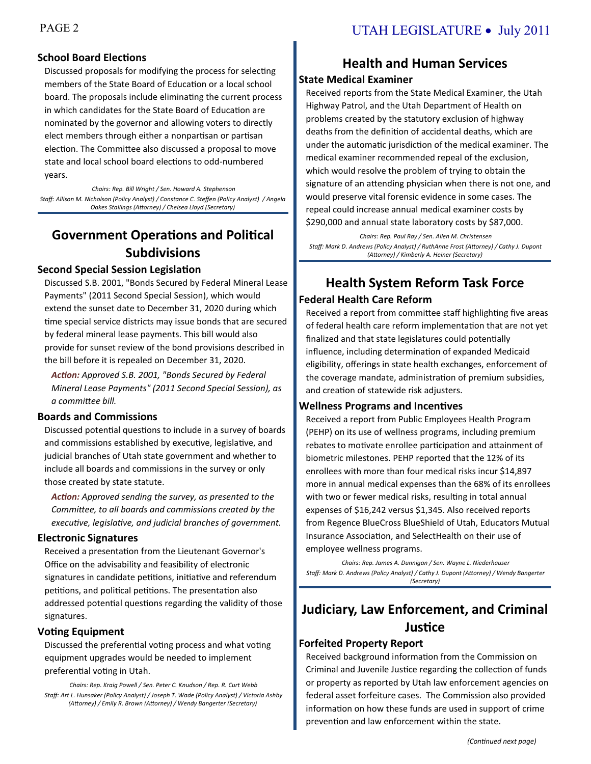### School Board Elections

Discussed proposals for modifying the process for selecting members of the State Board of Education or a local school board. The proposals include eliminating the current process in which candidates for the State Board of Education are nominated by the governor and allowing voters to directly elect members through either a nonpartisan or partisan election. The Committee also discussed a proposal to move state and local school board elections to odd-numbered years.

*Chairs: Rep. Bill Wright / Sen. Howard A. Stephenson*
*Staff: Allison M. Nicholson (Policy Analyst) / Constance C. Steffen (Policy Analyst) / Angela Oakes Stallings (Attorney) / Chelsea Lloyd (Secretary)*

## Government Operations and Political Subdivisions

### Second Special Session Legislation

Discussed S.B. 2001, "Bonds Secured by Federal Mineral Lease Payments" (2011 Second Special Session), which would extend the sunset date to December 31, 2020 during which time special service districts may issue bonds that are secured by federal mineral lease payments. This bill would also provide for sunset review of the bond provisions described in the bill before it is repealed on December 31, 2020.

***Action:*** *Approved S.B. 2001, "Bonds Secured by Federal Mineral Lease Payments" (2011 Second Special Session), as a committee bill.*

### Boards and Commissions

Discussed potential questions to include in a survey of boards and commissions established by executive, legislative, and judicial branches of Utah state government and whether to include all boards and commissions in the survey or only those created by state statute.

***Action:*** *Approved sending the survey, as presented to the Committee, to all boards and commissions created by the executive, legislative, and judicial branches of government.*

### Electronic Signatures

Received a presentation from the Lieutenant Governor's Office on the advisability and feasibility of electronic signatures in candidate petitions, initiative and referendum petitions, and political petitions. The presentation also addressed potential questions regarding the validity of those signatures.

### Voting Equipment

Discussed the preferential voting process and what voting equipment upgrades would be needed to implement preferential voting in Utah.

*Chairs: Rep. Kraig Powell / Sen. Peter C. Knudson / Rep. R. Curt Webb*
*Staff: Art L. Hunsaker (Policy Analyst) / Joseph T. Wade (Policy Analyst) / Victoria Ashby (Attorney) / Emily R. Brown (Attorney) / Wendy Bangerter (Secretary)*

## Health and Human Services

### State Medical Examiner

Received reports from the State Medical Examiner, the Utah Highway Patrol, and the Utah Department of Health on problems created by the statutory exclusion of highway deaths from the definition of accidental deaths, which are under the automatic jurisdiction of the medical examiner. The medical examiner recommended repeal of the exclusion, which would resolve the problem of trying to obtain the signature of an attending physician when there is not one, and would preserve vital forensic evidence in some cases. The repeal could increase annual medical examiner costs by $290,000 and annual state laboratory costs by $87,000.

*Chairs: Rep. Paul Ray / Sen. Allen M. Christensen*
*Staff: Mark D. Andrews (Policy Analyst) / RuthAnne Frost (Attorney) / Cathy J. Dupont (Attorney) / Kimberly A. Heiner (Secretary)*

## Health System Reform Task Force

### Federal Health Care Reform

Received a report from committee staff highlighting five areas of federal health care reform implementation that are not yet finalized and that state legislatures could potentially influence, including determination of expanded Medicaid eligibility, offerings in state health exchanges, enforcement of the coverage mandate, administration of premium subsidies, and creation of statewide risk adjusters.

### Wellness Programs and Incentives

Received a report from Public Employees Health Program (PEHP) on its use of wellness programs, including premium rebates to motivate enrollee participation and attainment of biometric milestones. PEHP reported that the 12% of its enrollees with more than four medical risks incur $14,897 more in annual medical expenses than the 68% of its enrollees with two or fewer medical risks, resulting in total annual expenses of $16,242 versus $1,345. Also received reports from Regence BlueCross BlueShield of Utah, Educators Mutual Insurance Association, and SelectHealth on their use of employee wellness programs.

*Chairs: Rep. James A. Dunnigan / Sen. Wayne L. Niederhauser*
*Staff: Mark D. Andrews (Policy Analyst) / Cathy J. Dupont (Attorney) / Wendy Bangerter (Secretary)*

## Judiciary, Law Enforcement, and Criminal Justice

### Forfeited Property Report

Received background information from the Commission on Criminal and Juvenile Justice regarding the collection of funds or property as reported by Utah law enforcement agencies on federal asset forfeiture cases. The Commission also provided information on how these funds are used in support of crime prevention and law enforcement within the state.

*(Continued next page)*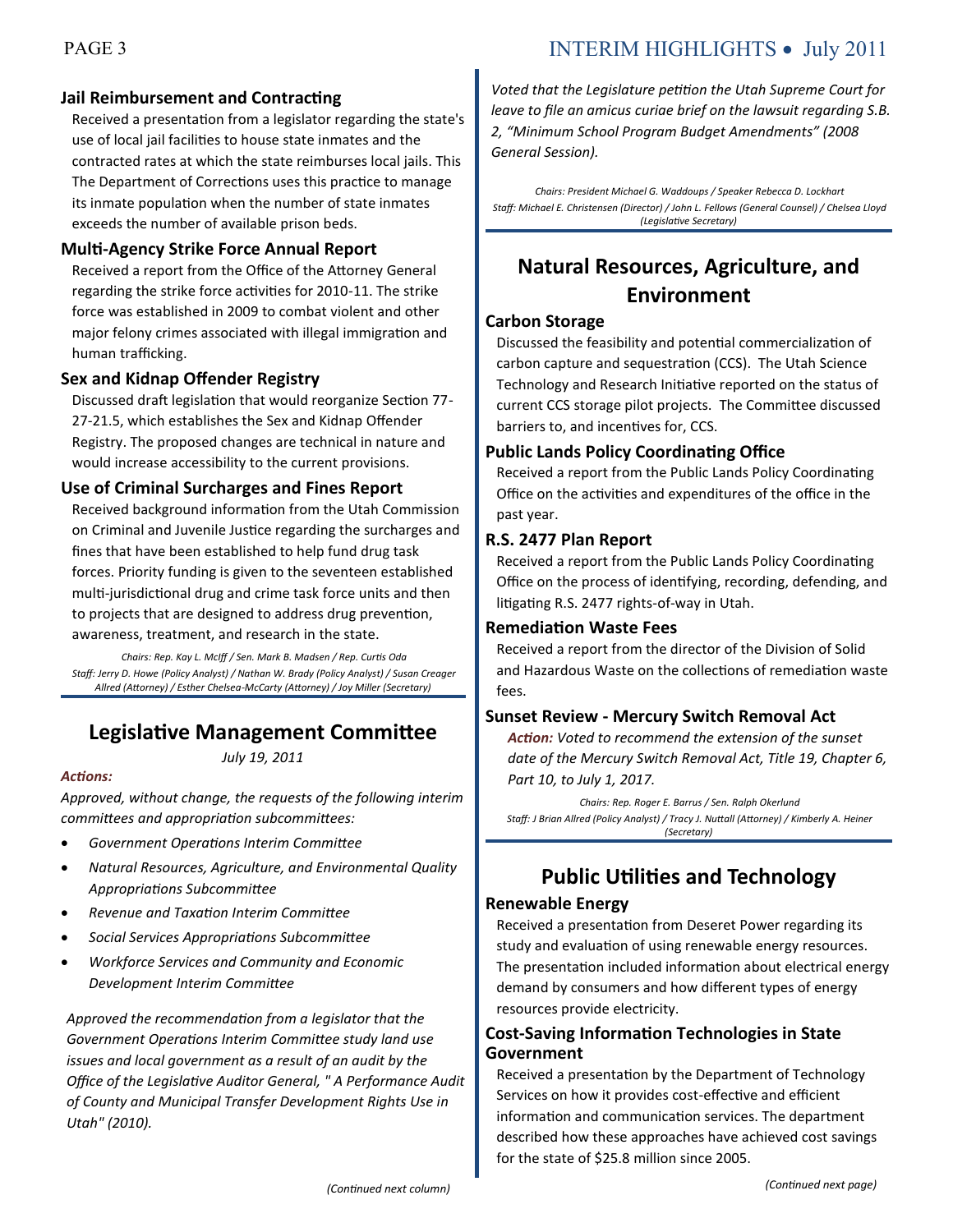### Jail Reimbursement and Contracting

Received a presentation from a legislator regarding the state's use of local jail facilities to house state inmates and the contracted rates at which the state reimburses local jails. This The Department of Corrections uses this practice to manage its inmate population when the number of state inmates exceeds the number of available prison beds.

### Multi-Agency Strike Force Annual Report

Received a report from the Office of the Attorney General regarding the strike force activities for 2010-11. The strike force was established in 2009 to combat violent and other major felony crimes associated with illegal immigration and human trafficking.

### Sex and Kidnap Offender Registry

Discussed draft legislation that would reorganize Section 77-27-21.5, which establishes the Sex and Kidnap Offender Registry. The proposed changes are technical in nature and would increase accessibility to the current provisions.

### Use of Criminal Surcharges and Fines Report

Received background information from the Utah Commission on Criminal and Juvenile Justice regarding the surcharges and fines that have been established to help fund drug task forces. Priority funding is given to the seventeen established multi-jurisdictional drug and crime task force units and then to projects that are designed to address drug prevention, awareness, treatment, and research in the state.

*Chairs: Rep. Kay L. McIff / Sen. Mark B. Madsen / Rep. Curtis Oda*
*Staff: Jerry D. Howe (Policy Analyst) / Nathan W. Brady (Policy Analyst) / Susan Creager Allred (Attorney) / Esther Chelsea-McCarty (Attorney) / Joy Miller (Secretary)*

## Legislative Management Committee

*July 19, 2011*

***Actions:***

*Approved, without change, the requests of the following interim committees and appropriation subcommittees:*

- *Government Operations Interim Committee*
- *Natural Resources, Agriculture, and Environmental Quality Appropriations Subcommittee*
- *Revenue and Taxation Interim Committee*
- *Social Services Appropriations Subcommittee*
- *Workforce Services and Community and Economic Development Interim Committee*

*Approved the recommendation from a legislator that the Government Operations Interim Committee study land use issues and local government as a result of an audit by the Office of the Legislative Auditor General, " A Performance Audit of County and Municipal Transfer Development Rights Use in Utah" (2010).*

*Voted that the Legislature petition the Utah Supreme Court for leave to file an amicus curiae brief on the lawsuit regarding S.B. 2, "Minimum School Program Budget Amendments" (2008 General Session).*

*Chairs: President Michael G. Waddoups / Speaker Rebecca D. Lockhart*
*Staff: Michael E. Christensen (Director) / John L. Fellows (General Counsel) / Chelsea Lloyd (Legislative Secretary)*

## Natural Resources, Agriculture, and Environment

### Carbon Storage

Discussed the feasibility and potential commercialization of carbon capture and sequestration (CCS). The Utah Science Technology and Research Initiative reported on the status of current CCS storage pilot projects. The Committee discussed barriers to, and incentives for, CCS.

### Public Lands Policy Coordinating Office

Received a report from the Public Lands Policy Coordinating Office on the activities and expenditures of the office in the past year.

### R.S. 2477 Plan Report

Received a report from the Public Lands Policy Coordinating Office on the process of identifying, recording, defending, and litigating R.S. 2477 rights-of-way in Utah.

### Remediation Waste Fees

Received a report from the director of the Division of Solid and Hazardous Waste on the collections of remediation waste fees.

### Sunset Review - Mercury Switch Removal Act

***Action:*** *Voted to recommend the extension of the sunset date of the Mercury Switch Removal Act, Title 19, Chapter 6, Part 10, to July 1, 2017.*

*Chairs: Rep. Roger E. Barrus / Sen. Ralph Okerlund*
*Staff: J Brian Allred (Policy Analyst) / Tracy J. Nuttall (Attorney) / Kimberly A. Heiner (Secretary)*

## Public Utilities and Technology

### Renewable Energy

Received a presentation from Deseret Power regarding its study and evaluation of using renewable energy resources. The presentation included information about electrical energy demand by consumers and how different types of energy resources provide electricity.

### Cost-Saving Information Technologies in State Government

Received a presentation by the Department of Technology Services on how it provides cost-effective and efficient information and communication services. The department described how these approaches have achieved cost savings for the state of $25.8 million since 2005.

*(Continued next page)*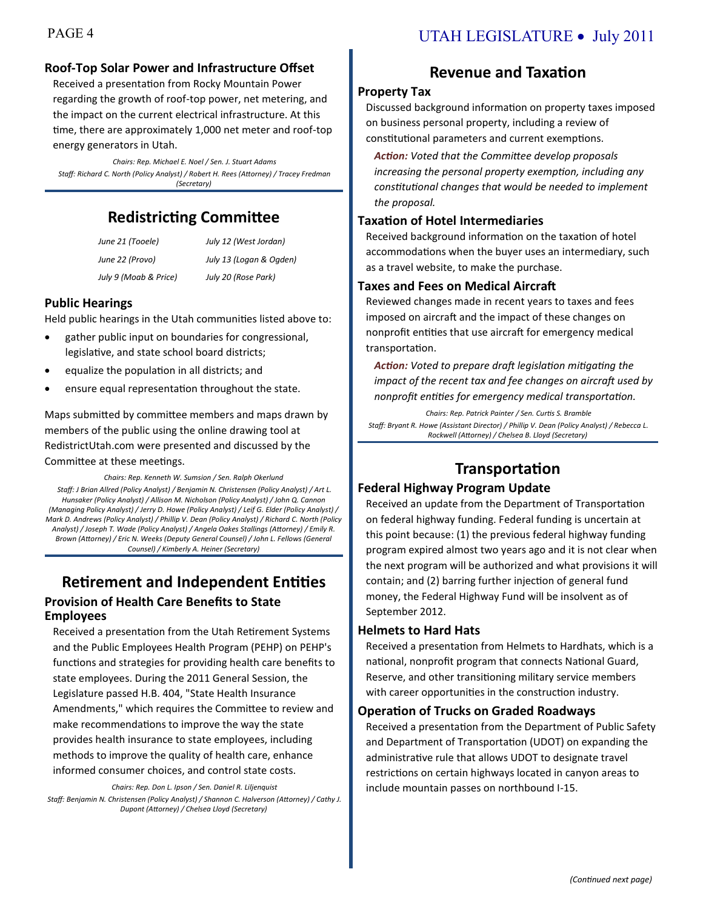### Roof-Top Solar Power and Infrastructure Offset

Received a presentation from Rocky Mountain Power regarding the growth of roof-top power, net metering, and the impact on the current electrical infrastructure. At this time, there are approximately 1,000 net meter and roof-top energy generators in Utah.

*Chairs: Rep. Michael E. Noel / Sen. J. Stuart Adams*
*Staff: Richard C. North (Policy Analyst) / Robert H. Rees (Attorney) / Tracey Fredman (Secretary)*

## Redistricting Committee

| | |
|---|---|
| *June 21 (Tooele)* | *July 12 (West Jordan)* |
| *June 22 (Provo)* | *July 13 (Logan & Ogden)* |
| *July 9 (Moab & Price)* | *July 20 (Rose Park)* |

### Public Hearings

Held public hearings in the Utah communities listed above to:

- gather public input on boundaries for congressional, legislative, and state school board districts;
- equalize the population in all districts; and
- ensure equal representation throughout the state.

Maps submitted by committee members and maps drawn by members of the public using the online drawing tool at RedistrictUtah.com were presented and discussed by the Committee at these meetings.

*Chairs: Rep. Kenneth W. Sumsion / Sen. Ralph Okerlund*
*Staff: J Brian Allred (Policy Analyst) / Benjamin N. Christensen (Policy Analyst) / Art L. Hunsaker (Policy Analyst) / Allison M. Nicholson (Policy Analyst) / John Q. Cannon (Managing Policy Analyst) / Jerry D. Howe (Policy Analyst) / Leif G. Elder (Policy Analyst) / Mark D. Andrews (Policy Analyst) / Phillip V. Dean (Policy Analyst) / Richard C. North (Policy Analyst) / Joseph T. Wade (Policy Analyst) / Angela Oakes Stallings (Attorney) / Emily R. Brown (Attorney) / Eric N. Weeks (Deputy General Counsel) / John L. Fellows (General Counsel) / Kimberly A. Heiner (Secretary)*

## Retirement and Independent Entities

### Provision of Health Care Benefits to State Employees

Received a presentation from the Utah Retirement Systems and the Public Employees Health Program (PEHP) on PEHP's functions and strategies for providing health care benefits to state employees. During the 2011 General Session, the Legislature passed H.B. 404, "State Health Insurance Amendments," which requires the Committee to review and make recommendations to improve the way the state provides health insurance to state employees, including methods to improve the quality of health care, enhance informed consumer choices, and control state costs.

*Chairs: Rep. Don L. Ipson / Sen. Daniel R. Liljenquist*
*Staff: Benjamin N. Christensen (Policy Analyst) / Shannon C. Halverson (Attorney) / Cathy J. Dupont (Attorney) / Chelsea Lloyd (Secretary)*

## Revenue and Taxation

### Property Tax

Discussed background information on property taxes imposed on business personal property, including a review of constitutional parameters and current exemptions.

***Action:*** *Voted that the Committee develop proposals increasing the personal property exemption, including any constitutional changes that would be needed to implement the proposal.*

### Taxation of Hotel Intermediaries

Received background information on the taxation of hotel accommodations when the buyer uses an intermediary, such as a travel website, to make the purchase.

### Taxes and Fees on Medical Aircraft

Reviewed changes made in recent years to taxes and fees imposed on aircraft and the impact of these changes on nonprofit entities that use aircraft for emergency medical transportation.

***Action:*** *Voted to prepare draft legislation mitigating the impact of the recent tax and fee changes on aircraft used by nonprofit entities for emergency medical transportation.*

*Chairs: Rep. Patrick Painter / Sen. Curtis S. Bramble*
*Staff: Bryant R. Howe (Assistant Director) / Phillip V. Dean (Policy Analyst) / Rebecca L. Rockwell (Attorney) / Chelsea B. Lloyd (Secretary)*

## Transportation

### Federal Highway Program Update

Received an update from the Department of Transportation on federal highway funding. Federal funding is uncertain at this point because: (1) the previous federal highway funding program expired almost two years ago and it is not clear when the next program will be authorized and what provisions it will contain; and (2) barring further injection of general fund money, the Federal Highway Fund will be insolvent as of September 2012.

### Helmets to Hard Hats

Received a presentation from Helmets to Hardhats, which is a national, nonprofit program that connects National Guard, Reserve, and other transitioning military service members with career opportunities in the construction industry.

### Operation of Trucks on Graded Roadways

Received a presentation from the Department of Public Safety and Department of Transportation (UDOT) on expanding the administrative rule that allows UDOT to designate travel restrictions on certain highways located in canyon areas to include mountain passes on northbound I-15.

*(Continued next page)*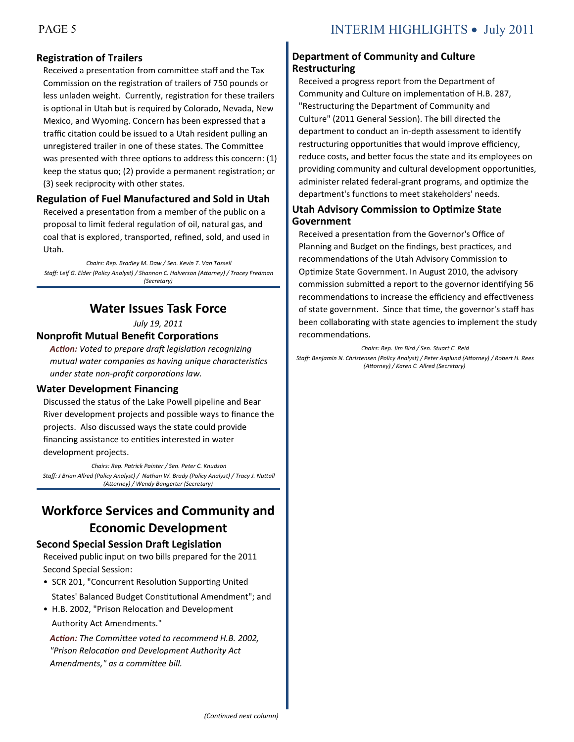### Registration of Trailers

Received a presentation from committee staff and the Tax Commission on the registration of trailers of 750 pounds or less unladen weight. Currently, registration for these trailers is optional in Utah but is required by Colorado, Nevada, New Mexico, and Wyoming. Concern has been expressed that a traffic citation could be issued to a Utah resident pulling an unregistered trailer in one of these states. The Committee was presented with three options to address this concern: (1) keep the status quo; (2) provide a permanent registration; or (3) seek reciprocity with other states.

### Regulation of Fuel Manufactured and Sold in Utah

Received a presentation from a member of the public on a proposal to limit federal regulation of oil, natural gas, and coal that is explored, transported, refined, sold, and used in Utah.

*Chairs: Rep. Bradley M. Daw / Sen. Kevin T. Van Tassell*
*Staff: Leif G. Elder (Policy Analyst) / Shannon C. Halverson (Attorney) / Tracey Fredman (Secretary)*

## Water Issues Task Force

*July 19, 2011*

### Nonprofit Mutual Benefit Corporations

***Action:*** *Voted to prepare draft legislation recognizing mutual water companies as having unique characteristics under state non-profit corporations law.*

### Water Development Financing

Discussed the status of the Lake Powell pipeline and Bear River development projects and possible ways to finance the projects. Also discussed ways the state could provide financing assistance to entities interested in water development projects.

*Chairs: Rep. Patrick Painter / Sen. Peter C. Knudson*
*Staff: J Brian Allred (Policy Analyst) / Nathan W. Brady (Policy Analyst) / Tracy J. Nuttall (Attorney) / Wendy Bangerter (Secretary)*

## Workforce Services and Community and Economic Development

### Second Special Session Draft Legislation

Received public input on two bills prepared for the 2011 Second Special Session:

- SCR 201, "Concurrent Resolution Supporting United States' Balanced Budget Constitutional Amendment"; and
- H.B. 2002, "Prison Relocation and Development Authority Act Amendments."

***Action:*** *The Committee voted to recommend H.B. 2002, "Prison Relocation and Development Authority Act Amendments," as a committee bill.*

### Department of Community and Culture Restructuring

Received a progress report from the Department of Community and Culture on implementation of H.B. 287, "Restructuring the Department of Community and Culture" (2011 General Session). The bill directed the department to conduct an in-depth assessment to identify restructuring opportunities that would improve efficiency, reduce costs, and better focus the state and its employees on providing community and cultural development opportunities, administer related federal-grant programs, and optimize the department's functions to meet stakeholders' needs.

### Utah Advisory Commission to Optimize State Government

Received a presentation from the Governor's Office of Planning and Budget on the findings, best practices, and recommendations of the Utah Advisory Commission to Optimize State Government. In August 2010, the advisory commission submitted a report to the governor identifying 56 recommendations to increase the efficiency and effectiveness of state government. Since that time, the governor's staff has been collaborating with state agencies to implement the study recommendations.

*Chairs: Rep. Jim Bird / Sen. Stuart C. Reid*
*Staff: Benjamin N. Christensen (Policy Analyst) / Peter Asplund (Attorney) / Robert H. Rees (Attorney) / Karen C. Allred (Secretary)*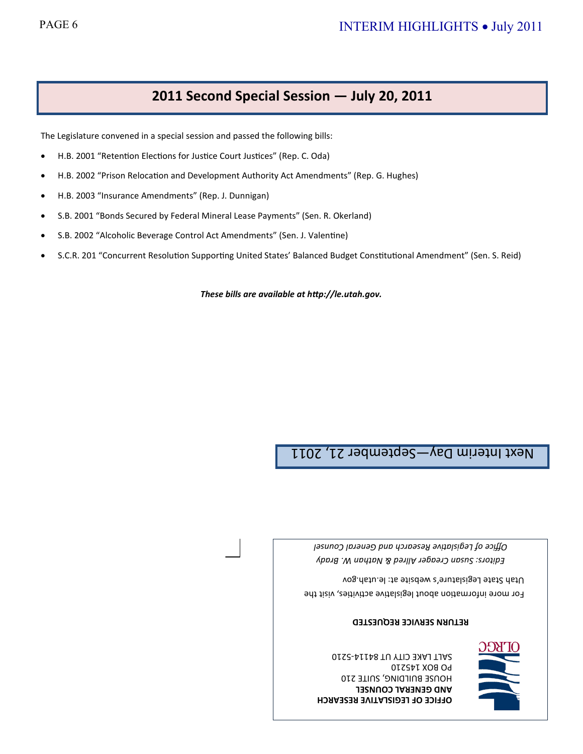## 2011 Second Special Session — July 20, 2011

The Legislature convened in a special session and passed the following bills:

- H.B. 2001 “Retention Elections for Justice Court Justices” (Rep. C. Oda)
- H.B. 2002 “Prison Relocation and Development Authority Act Amendments” (Rep. G. Hughes)
- H.B. 2003 “Insurance Amendments” (Rep. J. Dunnigan)
- S.B. 2001 “Bonds Secured by Federal Mineral Lease Payments” (Sen. R. Okerland)
- S.B. 2002 “Alcoholic Beverage Control Act Amendments” (Sen. J. Valentine)
- S.C.R. 201 “Concurrent Resolution Supporting United States’ Balanced Budget Constitutional Amendment” (Sen. S. Reid)

***These bills are available at http://le.utah.gov.***

Next Interim Day—September 21, 2011

OLRGC

**OFFICE OF LEGISLATIVE RESEARCH AND GENERAL COUNSEL**
HOUSE BUILDING, SUITE 210
PO BOX 145210
SALT LAKE CITY UT 84114-5210

**RETURN SERVICE REQUESTED**

For more information about legislative activities, visit the Utah State Legislature’s website at: le.utah.gov

*Editors: Susan Creager Allred & Nathan W. Brady*

*Office of Legislative Research and General Counsel*